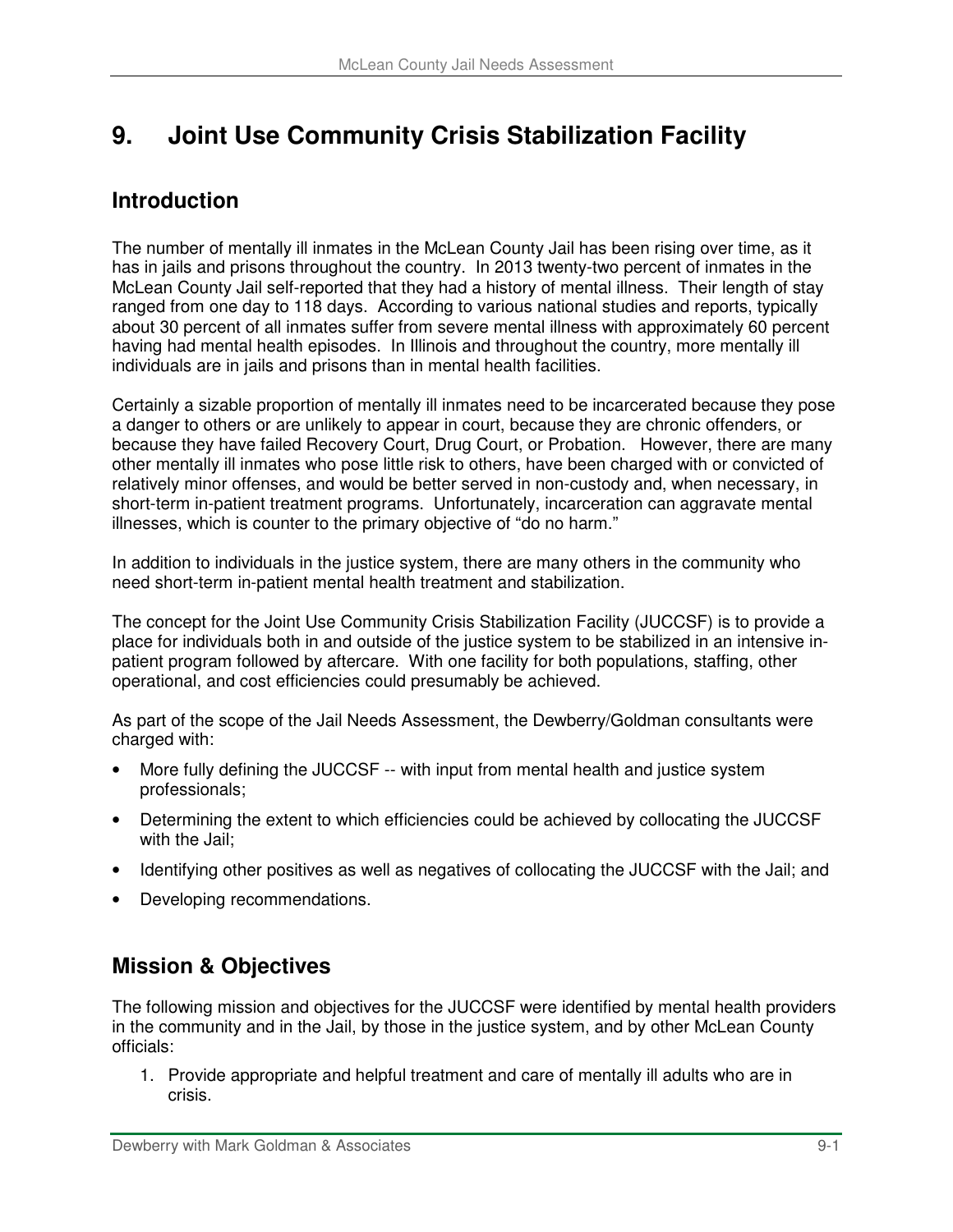# 9. Joint Use Community Crisis Stabilization Facility

## Introduction

The number of mentally ill inmates in the McLean County Jail has been rising over time, as it has in jails and prisons throughout the country. In 2013 twenty-two percent of inmates in the McLean County Jail self-reported that they had a history of mental illness. Their length of stay ranged from one day to 118 days. According to various national studies and reports, typically about 30 percent of all inmates suffer from severe mental illness with approximately 60 percent having had mental health episodes. In Illinois and throughout the country, more mentally ill individuals are in jails and prisons than in mental health facilities.

Certainly a sizable proportion of mentally ill inmates need to be incarcerated because they pose a danger to others or are unlikely to appear in court, because they are chronic offenders, or because they have failed Recovery Court, Drug Court, or Probation. However, there are many other mentally ill inmates who pose little risk to others, have been charged with or convicted of relatively minor offenses, and would be better served in non-custody and, when necessary, in short-term in-patient treatment programs. Unfortunately, incarceration can aggravate mental illnesses, which is counter to the primary objective of "do no harm."

In addition to individuals in the justice system, there are many others in the community who need short-term in-patient mental health treatment and stabilization.

The concept for the Joint Use Community Crisis Stabilization Facility (JUCCSF) is to provide a place for individuals both in and outside of the justice system to be stabilized in an intensive in-patient program followed by aftercare. With one facility for both populations, staffing, other operational, and cost efficiencies could presumably be achieved.

As part of the scope of the Jail Needs Assessment, the Dewberry/Goldman consultants were charged with:

- More fully defining the JUCCSF -- with input from mental health and justice system professionals;
- Determining the extent to which efficiencies could be achieved by collocating the JUCCSF with the Jail;
- Identifying other positives as well as negatives of collocating the JUCCSF with the Jail; and
- Developing recommendations.

## Mission & Objectives

The following mission and objectives for the JUCCSF were identified by mental health providers in the community and in the Jail, by those in the justice system, and by other McLean County officials:

1. Provide appropriate and helpful treatment and care of mentally ill adults who are in crisis.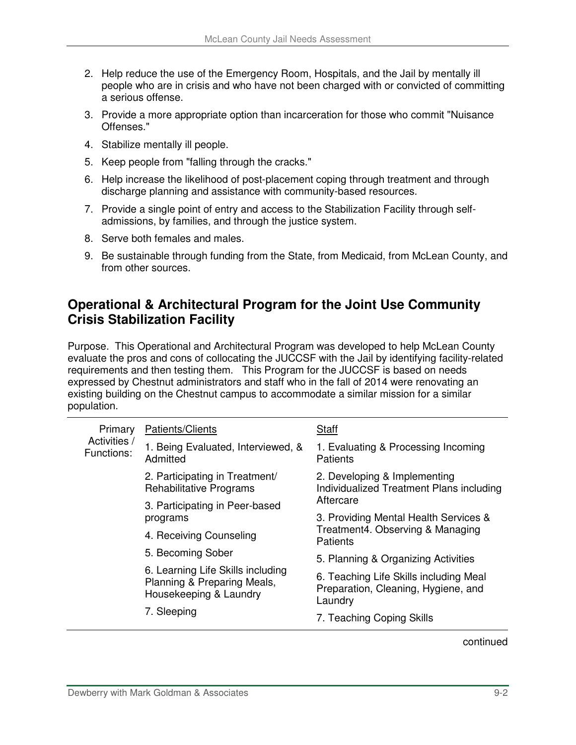2. Help reduce the use of the Emergency Room, Hospitals, and the Jail by mentally ill people who are in crisis and who have not been charged with or convicted of committing a serious offense.
3. Provide a more appropriate option than incarceration for those who commit "Nuisance Offenses."
4. Stabilize mentally ill people.
5. Keep people from "falling through the cracks."
6. Help increase the likelihood of post-placement coping through treatment and through discharge planning and assistance with community-based resources.
7. Provide a single point of entry and access to the Stabilization Facility through self-admissions, by families, and through the justice system.
8. Serve both females and males.
9. Be sustainable through funding from the State, from Medicaid, from McLean County, and from other sources.

## Operational & Architectural Program for the Joint Use Community Crisis Stabilization Facility

Purpose. This Operational and Architectural Program was developed to help McLean County evaluate the pros and cons of collocating the JUCCSF with the Jail by identifying facility-related requirements and then testing them. This Program for the JUCCSF is based on needs expressed by Chestnut administrators and staff who in the fall of 2014 were renovating an existing building on the Chestnut campus to accommodate a similar mission for a similar population.

| Primary Activities / Functions: | Patients/Clients | Staff |
|---|---|---|
| | 1. Being Evaluated, Interviewed, & Admitted | 1. Evaluating & Processing Incoming Patients |
| | 2. Participating in Treatment/ Rehabilitative Programs | 2. Developing & Implementing Individualized Treatment Plans including Aftercare |
| | 3. Participating in Peer-based programs | 3. Providing Mental Health Services & Treatment |
| | 4. Receiving Counseling | 4. Observing & Managing Patients |
| | 5. Becoming Sober | 5. Planning & Organizing Activities |
| | 6. Learning Life Skills including Planning & Preparing Meals, Housekeeping & Laundry | 6. Teaching Life Skills including Meal Preparation, Cleaning, Hygiene, and Laundry |
| | 7. Sleeping | 7. Teaching Coping Skills |

continued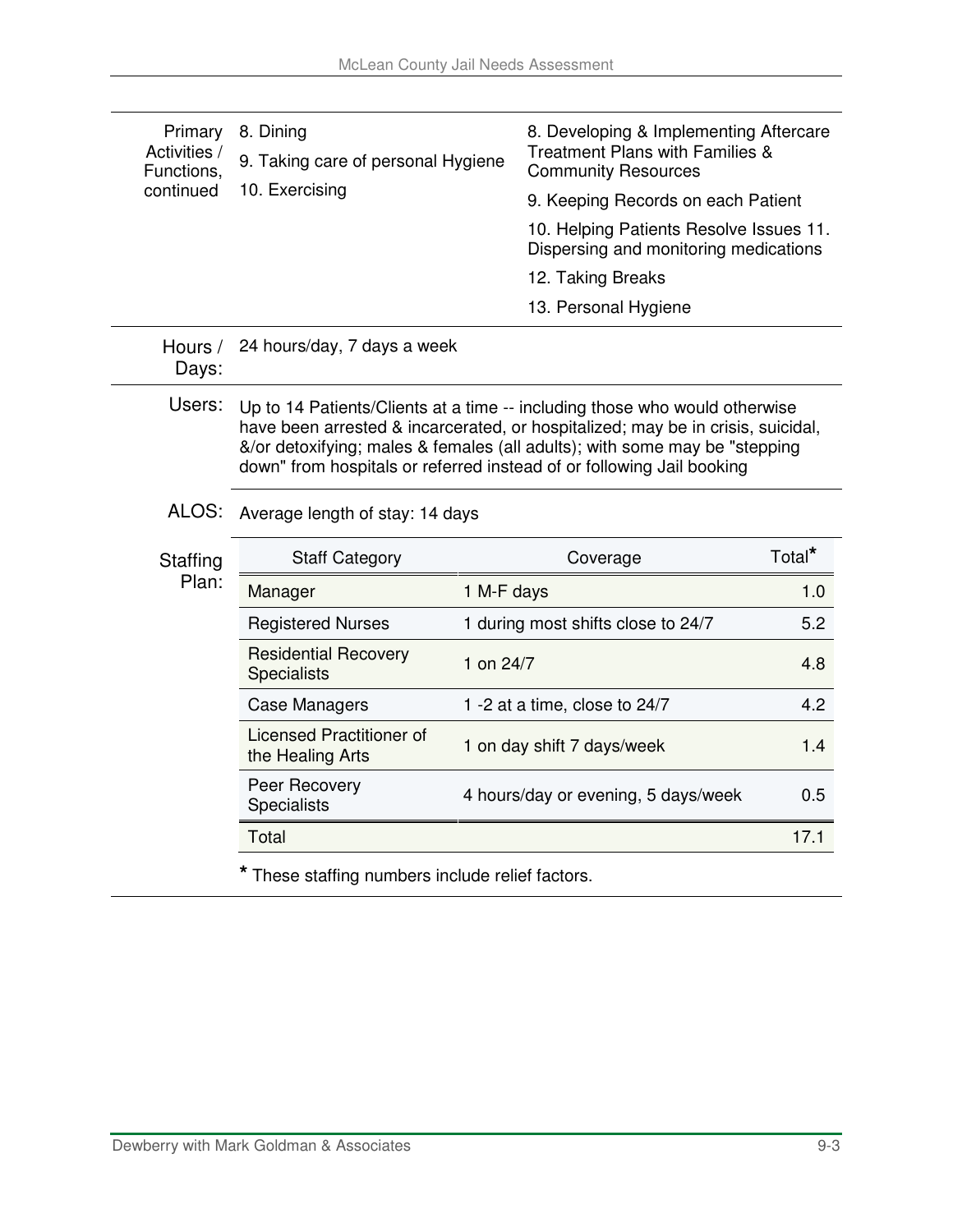| | | |
|---|---|---|
| Primary Activities / Functions, continued | 8. Dining<br>9. Taking care of personal Hygiene<br>10. Exercising | 8. Developing & Implementing Aftercare Treatment Plans with Families & Community Resources<br>9. Keeping Records on each Patient<br>10. Helping Patients Resolve Issues 11. Dispersing and monitoring medications<br>12. Taking Breaks<br>13. Personal Hygiene |
| Hours / Days: | 24 hours/day, 7 days a week | |
| Users: | Up to 14 Patients/Clients at a time -- including those who would otherwise have been arrested & incarcerated, or hospitalized; may be in crisis, suicidal, &/or detoxifying; males & females (all adults); with some may be "stepping down" from hospitals or referred instead of or following Jail booking | |
| ALOS: | Average length of stay: 14 days | |

**Staffing Plan:**

| Staff Category | Coverage | Total* |
|---|---|---|
| Manager | 1 M-F days | 1.0 |
| Registered Nurses | 1 during most shifts close to 24/7 | 5.2 |
| Residential Recovery Specialists | 1 on 24/7 | 4.8 |
| Case Managers | 1 -2 at a time, close to 24/7 | 4.2 |
| Licensed Practitioner of the Healing Arts | 1 on day shift 7 days/week | 1.4 |
| Peer Recovery Specialists | 4 hours/day or evening, 5 days/week | 0.5 |
| Total | | 17.1 |

* These staffing numbers include relief factors.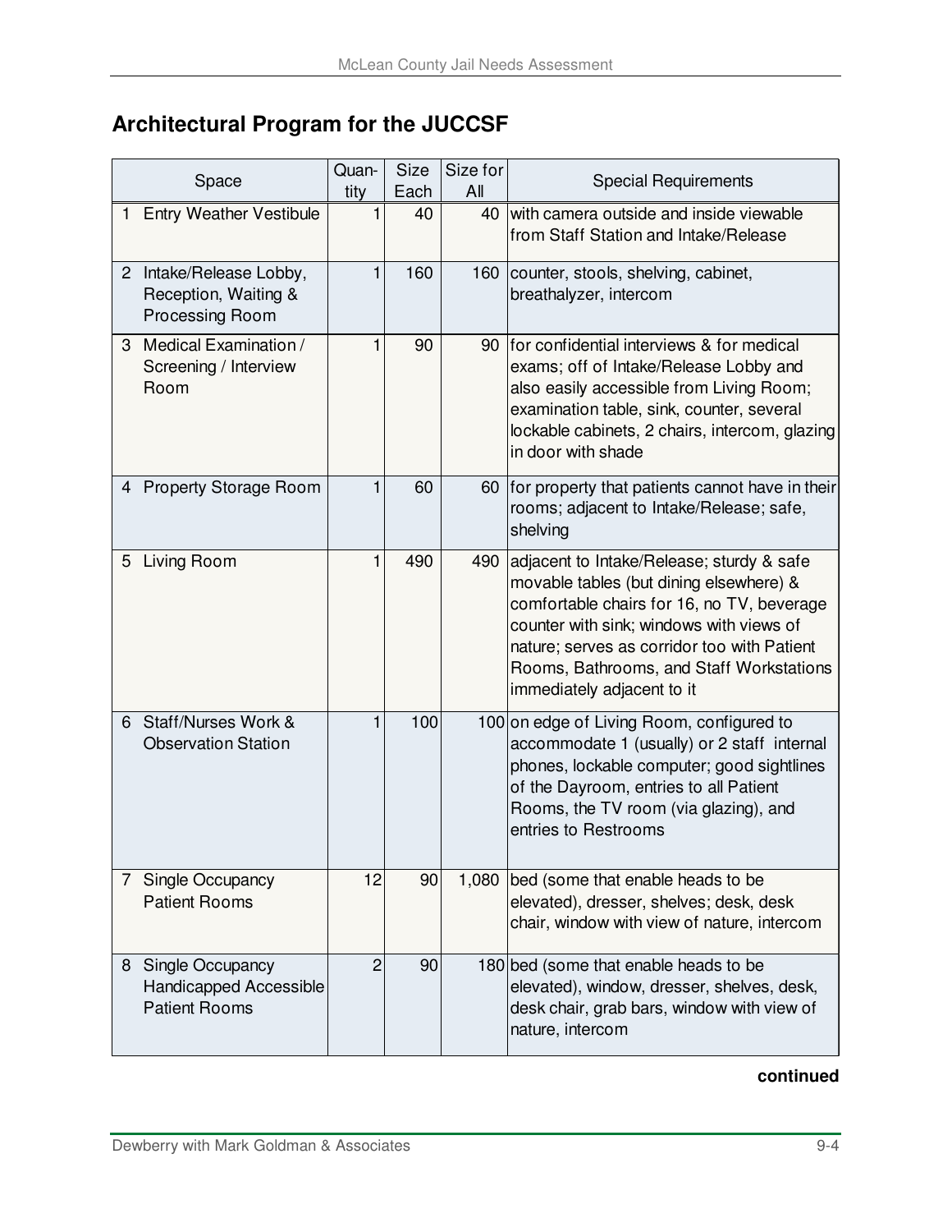## Architectural Program for the JUCCSF

| Space | Quantity | Size Each | Size for All | Special Requirements |
|---|---|---|---|---|
| 1 Entry Weather Vestibule | 1 | 40 | 40 | with camera outside and inside viewable from Staff Station and Intake/Release |
| 2 Intake/Release Lobby, Reception, Waiting & Processing Room | 1 | 160 | 160 | counter, stools, shelving, cabinet, breathalyzer, intercom |
| 3 Medical Examination / Screening / Interview Room | 1 | 90 | 90 | for confidential interviews & for medical exams; off of Intake/Release Lobby and also easily accessible from Living Room; examination table, sink, counter, several lockable cabinets, 2 chairs, intercom, glazing in door with shade |
| 4 Property Storage Room | 1 | 60 | 60 | for property that patients cannot have in their rooms; adjacent to Intake/Release; safe, shelving |
| 5 Living Room | 1 | 490 | 490 | adjacent to Intake/Release; sturdy & safe movable tables (but dining elsewhere) & comfortable chairs for 16, no TV, beverage counter with sink; windows with views of nature; serves as corridor too with Patient Rooms, Bathrooms, and Staff Workstations immediately adjacent to it |
| 6 Staff/Nurses Work & Observation Station | 1 | 100 | 100 | on edge of Living Room, configured to accommodate 1 (usually) or 2 staff internal phones, lockable computer; good sightlines of the Dayroom, entries to all Patient Rooms, the TV room (via glazing), and entries to Restrooms |
| 7 Single Occupancy Patient Rooms | 12 | 90 | 1,080 | bed (some that enable heads to be elevated), dresser, shelves; desk, desk chair, window with view of nature, intercom |
| 8 Single Occupancy Handicapped Accessible Patient Rooms | 2 | 90 | 180 | bed (some that enable heads to be elevated), window, dresser, shelves, desk, desk chair, grab bars, window with view of nature, intercom |

**continued**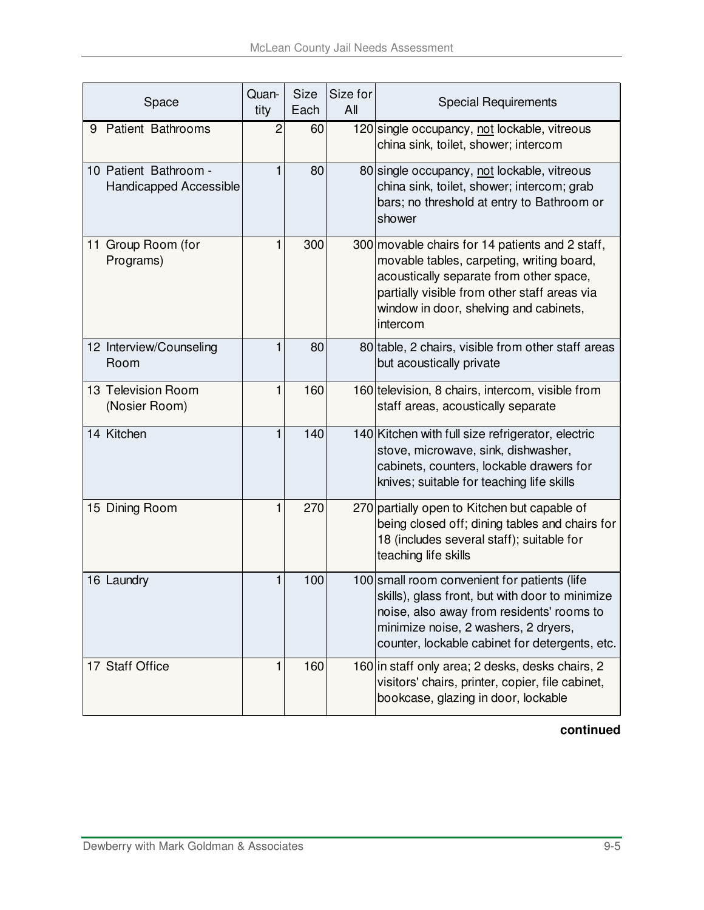| Space | Quan-tity | Size Each | Size for All | Special Requirements |
|---|---|---|---|---|
| 9 Patient Bathrooms | 2 | 60 | 120 | single occupancy, <u>not</u> lockable, vitreous china sink, toilet, shower; intercom |
| 10 Patient Bathroom - Handicapped Accessible | 1 | 80 | 80 | single occupancy, <u>not</u> lockable, vitreous china sink, toilet, shower; intercom; grab bars; no threshold at entry to Bathroom or shower |
| 11 Group Room (for Programs) | 1 | 300 | 300 | movable chairs for 14 patients and 2 staff, movable tables, carpeting, writing board, acoustically separate from other space, partially visible from other staff areas via window in door, shelving and cabinets, intercom |
| 12 Interview/Counseling Room | 1 | 80 | 80 | table, 2 chairs, visible from other staff areas but acoustically private |
| 13 Television Room (Nosier Room) | 1 | 160 | 160 | television, 8 chairs, intercom, visible from staff areas, acoustically separate |
| 14 Kitchen | 1 | 140 | 140 | Kitchen with full size refrigerator, electric stove, microwave, sink, dishwasher, cabinets, counters, lockable drawers for knives; suitable for teaching life skills |
| 15 Dining Room | 1 | 270 | 270 | partially open to Kitchen but capable of being closed off; dining tables and chairs for 18 (includes several staff); suitable for teaching life skills |
| 16 Laundry | 1 | 100 | 100 | small room convenient for patients (life skills), glass front, but with door to minimize noise, also away from residents' rooms to minimize noise, 2 washers, 2 dryers, counter, lockable cabinet for detergents, etc. |
| 17 Staff Office | 1 | 160 | 160 | in staff only area; 2 desks, desks chairs, 2 visitors' chairs, printer, copier, file cabinet, bookcase, glazing in door, lockable |

**continued**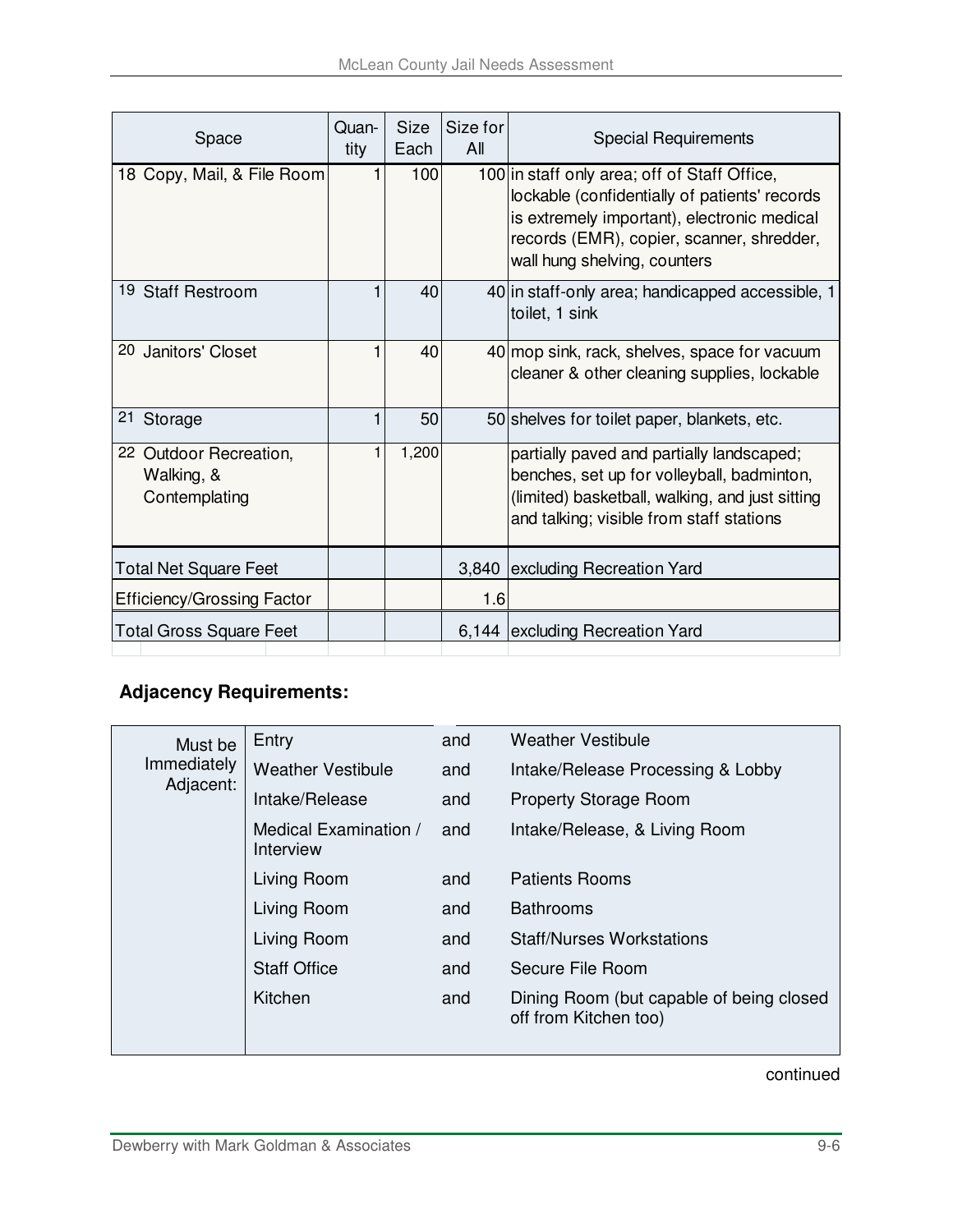| Space | Quan-tity | Size Each | Size for All | Special Requirements |
|---|---|---|---|---|
| 18 Copy, Mail, & File Room | 1 | 100 | 100 | in staff only area; off of Staff Office, lockable (confidentially of patients' records is extremely important), electronic medical records (EMR), copier, scanner, shredder, wall hung shelving, counters |
| 19 Staff Restroom | 1 | 40 | 40 | in staff-only area; handicapped accessible, 1 toilet, 1 sink |
| 20 Janitors' Closet | 1 | 40 | 40 | mop sink, rack, shelves, space for vacuum cleaner & other cleaning supplies, lockable |
| 21 Storage | 1 | 50 | 50 | shelves for toilet paper, blankets, etc. |
| 22 Outdoor Recreation, Walking, & Contemplating | 1 | 1,200 | | partially paved and partially landscaped; benches, set up for volleyball, badminton, (limited) basketball, walking, and just sitting and talking; visible from staff stations |
| Total Net Square Feet | | | 3,840 | excluding Recreation Yard |
| Efficiency/Grossing Factor | | | 1.6 | |
| Total Gross Square Feet | | | 6,144 | excluding Recreation Yard |

**Adjacency Requirements:**

| | | | |
|---|---|---|---|
| Must be Immediately Adjacent: | Entry | and | Weather Vestibule |
| | Weather Vestibule | and | Intake/Release Processing & Lobby |
| | Intake/Release | and | Property Storage Room |
| | Medical Examination / Interview | and | Intake/Release, & Living Room |
| | Living Room | and | Patients Rooms |
| | Living Room | and | Bathrooms |
| | Living Room | and | Staff/Nurses Workstations |
| | Staff Office | and | Secure File Room |
| | Kitchen | and | Dining Room (but capable of being closed off from Kitchen too) |

continued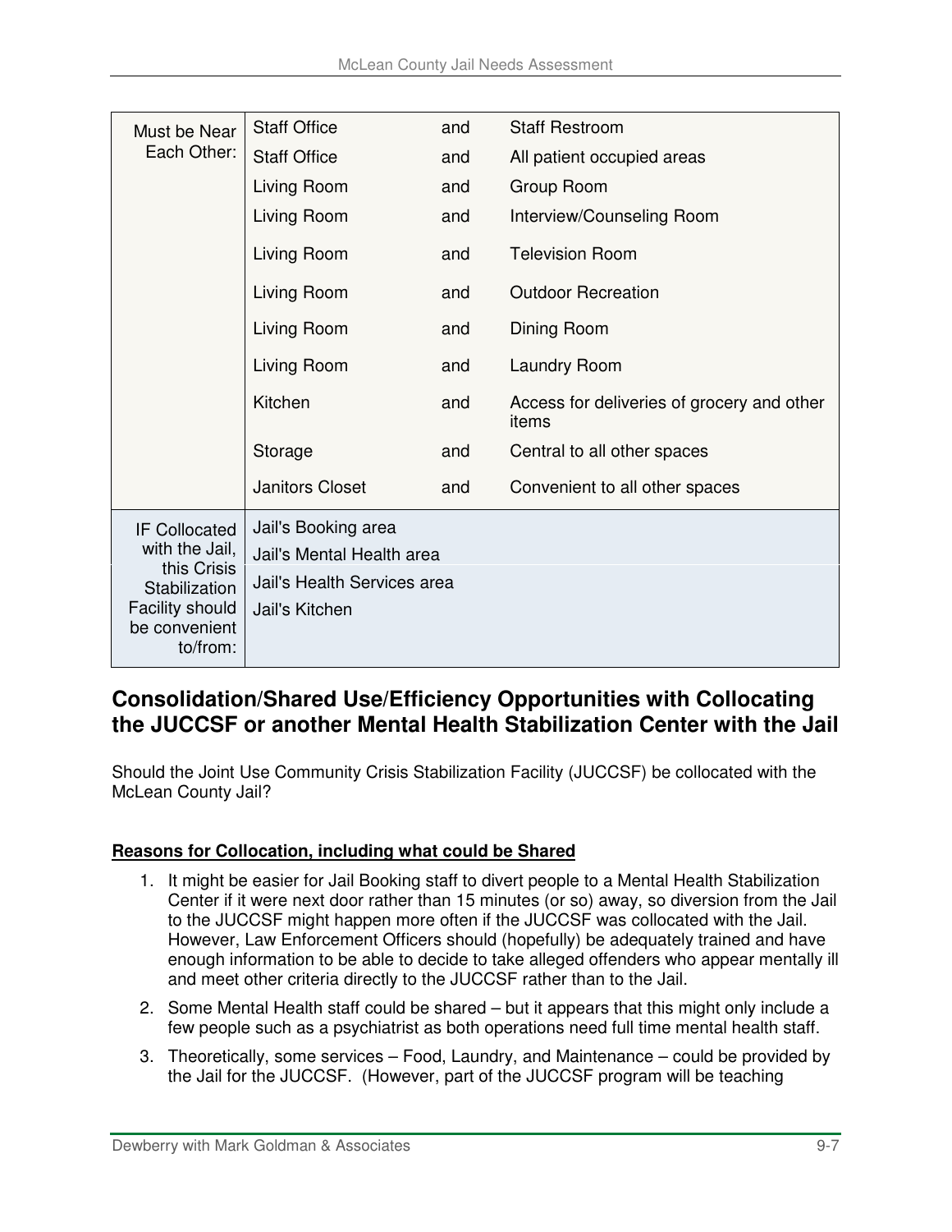| | | | |
|---|---|---|---|
| Must be Near Each Other: | Staff Office | and | Staff Restroom |
| | Staff Office | and | All patient occupied areas |
| | Living Room | and | Group Room |
| | Living Room | and | Interview/Counseling Room |
| | Living Room | and | Television Room |
| | Living Room | and | Outdoor Recreation |
| | Living Room | and | Dining Room |
| | Living Room | and | Laundry Room |
| | Kitchen | and | Access for deliveries of grocery and other items |
| | Storage | and | Central to all other spaces |
| | Janitors Closet | and | Convenient to all other spaces |
| IF Collocated with the Jail, this Crisis Stabilization Facility should be convenient to/from: | Jail's Booking area | | |
| | Jail's Mental Health area | | |
| | Jail's Health Services area | | |
| | Jail's Kitchen | | |

## Consolidation/Shared Use/Efficiency Opportunities with Collocating the JUCCSF or another Mental Health Stabilization Center with the Jail

Should the Joint Use Community Crisis Stabilization Facility (JUCCSF) be collocated with the McLean County Jail?

**Reasons for Collocation, including what could be Shared**

1. It might be easier for Jail Booking staff to divert people to a Mental Health Stabilization Center if it were next door rather than 15 minutes (or so) away, so diversion from the Jail to the JUCCSF might happen more often if the JUCCSF was collocated with the Jail. However, Law Enforcement Officers should (hopefully) be adequately trained and have enough information to be able to decide to take alleged offenders who appear mentally ill and meet other criteria directly to the JUCCSF rather than to the Jail.
2. Some Mental Health staff could be shared – but it appears that this might only include a few people such as a psychiatrist as both operations need full time mental health staff.
3. Theoretically, some services – Food, Laundry, and Maintenance – could be provided by the Jail for the JUCCSF. (However, part of the JUCCSF program will be teaching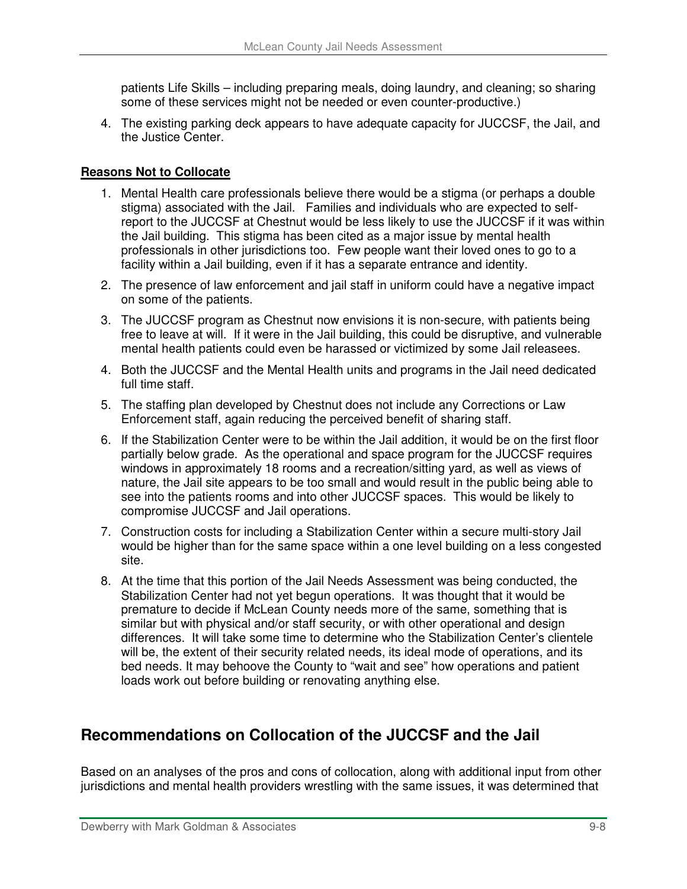patients Life Skills – including preparing meals, doing laundry, and cleaning; so sharing some of these services might not be needed or even counter-productive.)

4. The existing parking deck appears to have adequate capacity for JUCCSF, the Jail, and the Justice Center.

**Reasons Not to Collocate**

1. Mental Health care professionals believe there would be a stigma (or perhaps a double stigma) associated with the Jail. Families and individuals who are expected to self-report to the JUCCSF at Chestnut would be less likely to use the JUCCSF if it was within the Jail building. This stigma has been cited as a major issue by mental health professionals in other jurisdictions too. Few people want their loved ones to go to a facility within a Jail building, even if it has a separate entrance and identity.
2. The presence of law enforcement and jail staff in uniform could have a negative impact on some of the patients.
3. The JUCCSF program as Chestnut now envisions it is non-secure, with patients being free to leave at will. If it were in the Jail building, this could be disruptive, and vulnerable mental health patients could even be harassed or victimized by some Jail releasees.
4. Both the JUCCSF and the Mental Health units and programs in the Jail need dedicated full time staff.
5. The staffing plan developed by Chestnut does not include any Corrections or Law Enforcement staff, again reducing the perceived benefit of sharing staff.
6. If the Stabilization Center were to be within the Jail addition, it would be on the first floor partially below grade. As the operational and space program for the JUCCSF requires windows in approximately 18 rooms and a recreation/sitting yard, as well as views of nature, the Jail site appears to be too small and would result in the public being able to see into the patients rooms and into other JUCCSF spaces. This would be likely to compromise JUCCSF and Jail operations.
7. Construction costs for including a Stabilization Center within a secure multi-story Jail would be higher than for the same space within a one level building on a less congested site.
8. At the time that this portion of the Jail Needs Assessment was being conducted, the Stabilization Center had not yet begun operations. It was thought that it would be premature to decide if McLean County needs more of the same, something that is similar but with physical and/or staff security, or with other operational and design differences. It will take some time to determine who the Stabilization Center's clientele will be, the extent of their security related needs, its ideal mode of operations, and its bed needs. It may behoove the County to "wait and see" how operations and patient loads work out before building or renovating anything else.

## Recommendations on Collocation of the JUCCSF and the Jail

Based on an analyses of the pros and cons of collocation, along with additional input from other jurisdictions and mental health providers wrestling with the same issues, it was determined that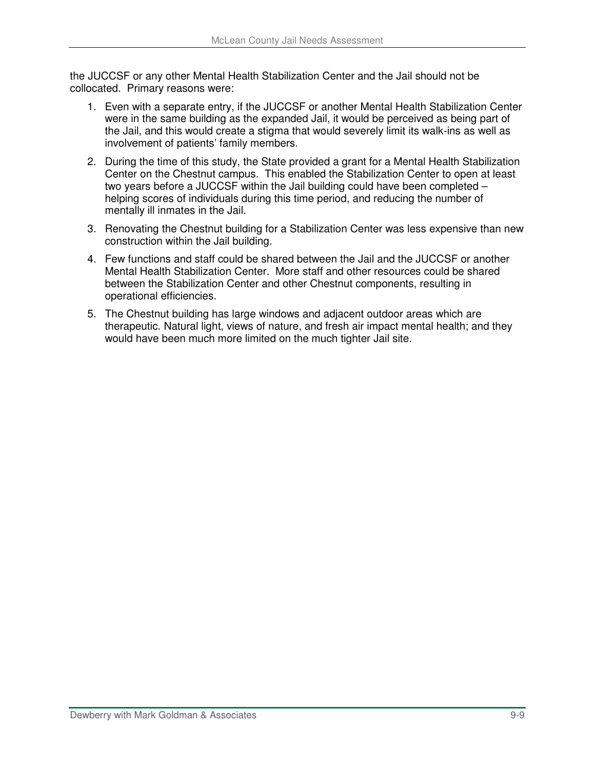the JUCCSF or any other Mental Health Stabilization Center and the Jail should not be collocated. Primary reasons were:

1. Even with a separate entry, if the JUCCSF or another Mental Health Stabilization Center were in the same building as the expanded Jail, it would be perceived as being part of the Jail, and this would create a stigma that would severely limit its walk-ins as well as involvement of patients' family members.
2. During the time of this study, the State provided a grant for a Mental Health Stabilization Center on the Chestnut campus. This enabled the Stabilization Center to open at least two years before a JUCCSF within the Jail building could have been completed – helping scores of individuals during this time period, and reducing the number of mentally ill inmates in the Jail.
3. Renovating the Chestnut building for a Stabilization Center was less expensive than new construction within the Jail building.
4. Few functions and staff could be shared between the Jail and the JUCCSF or another Mental Health Stabilization Center. More staff and other resources could be shared between the Stabilization Center and other Chestnut components, resulting in operational efficiencies.
5. The Chestnut building has large windows and adjacent outdoor areas which are therapeutic. Natural light, views of nature, and fresh air impact mental health; and they would have been much more limited on the much tighter Jail site.